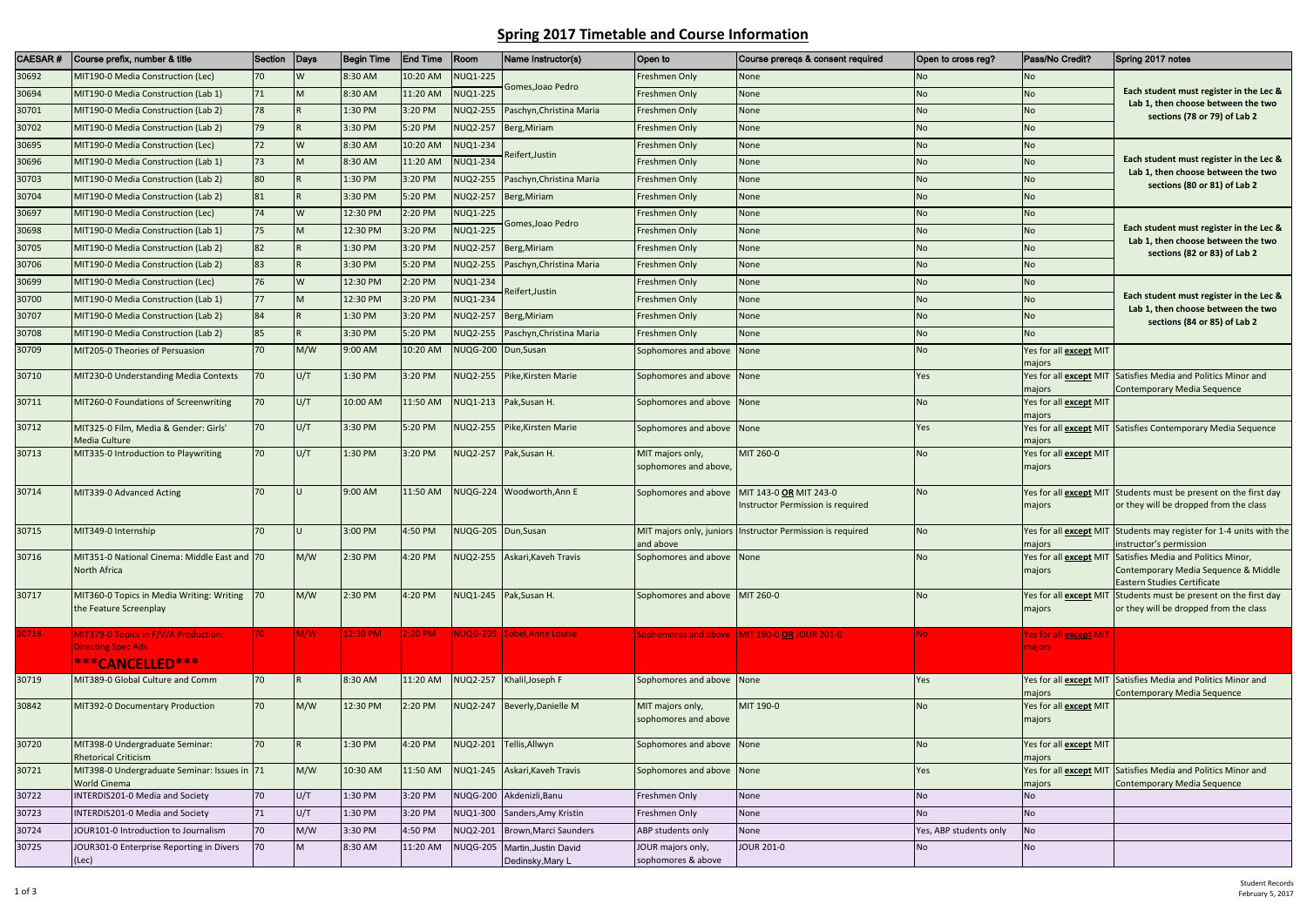# Spring 2017 Timetable and Course Information

| CAESAR # | Course prefix, number & title | Section | Days | Begin Time | End Time | Room | Name Instructor(s) | Open to | Course prereqs & consent required | Open to cross reg? | Pass/No Credit? | Spring 2017 notes |
|---|---|---|---|---|---|---|---|---|---|---|---|---|
| 30692 | MIT190-0 Media Construction (Lec) | 70 | W | 8:30 AM | 10:20 AM | NUQ1-225 | Gomes,Joao Pedro | Freshmen Only | None | No | No | Each student must register in the Lec & Lab 1, then choose between the two sections (78 or 79) of Lab 2 |
| 30694 | MIT190-0 Media Construction (Lab 1) | 71 | M | 8:30 AM | 11:20 AM | NUQ1-225 | | Freshmen Only | None | No | No | |
| 30701 | MIT190-0 Media Construction (Lab 2) | 78 | R | 1:30 PM | 3:20 PM | NUQ2-255 | Paschyn,Christina Maria | Freshmen Only | None | No | No | |
| 30702 | MIT190-0 Media Construction (Lab 2) | 79 | R | 3:30 PM | 5:20 PM | NUQ2-257 | Berg,Miriam | Freshmen Only | None | No | No | |
| 30695 | MIT190-0 Media Construction (Lec) | 72 | W | 8:30 AM | 10:20 AM | NUQ1-234 | Reifert,Justin | Freshmen Only | None | No | No | Each student must register in the Lec & Lab 1, then choose between the two sections (80 or 81) of Lab 2 |
| 30696 | MIT190-0 Media Construction (Lab 1) | 73 | M | 8:30 AM | 11:20 AM | NUQ1-234 | | Freshmen Only | None | No | No | |
| 30703 | MIT190-0 Media Construction (Lab 2) | 80 | R | 1:30 PM | 3:20 PM | NUQ2-255 | Paschyn,Christina Maria | Freshmen Only | None | No | No | |
| 30704 | MIT190-0 Media Construction (Lab 2) | 81 | R | 3:30 PM | 5:20 PM | NUQ2-257 | Berg,Miriam | Freshmen Only | None | No | No | |
| 30697 | MIT190-0 Media Construction (Lec) | 74 | W | 12:30 PM | 2:20 PM | NUQ1-225 | Gomes,Joao Pedro | Freshmen Only | None | No | No | Each student must register in the Lec & Lab 1, then choose between the two sections (82 or 83) of Lab 2 |
| 30698 | MIT190-0 Media Construction (Lab 1) | 75 | M | 12:30 PM | 3:20 PM | NUQ1-225 | | Freshmen Only | None | No | No | |
| 30705 | MIT190-0 Media Construction (Lab 2) | 82 | R | 1:30 PM | 3:20 PM | NUQ2-257 | Berg,Miriam | Freshmen Only | None | No | No | |
| 30706 | MIT190-0 Media Construction (Lab 2) | 83 | R | 3:30 PM | 5:20 PM | NUQ2-255 | Paschyn,Christina Maria | Freshmen Only | None | No | No | |
| 30699 | MIT190-0 Media Construction (Lec) | 76 | W | 12:30 PM | 2:20 PM | NUQ1-234 | Reifert,Justin | Freshmen Only | None | No | No | Each student must register in the Lec & Lab 1, then choose between the two sections (84 or 85) of Lab 2 |
| 30700 | MIT190-0 Media Construction (Lab 1) | 77 | M | 12:30 PM | 3:20 PM | NUQ1-234 | | Freshmen Only | None | No | No | |
| 30707 | MIT190-0 Media Construction (Lab 2) | 84 | R | 1:30 PM | 3:20 PM | NUQ2-257 | Berg,Miriam | Freshmen Only | None | No | No | |
| 30708 | MIT190-0 Media Construction (Lab 2) | 85 | R | 3:30 PM | 5:20 PM | NUQ2-255 | Paschyn,Christina Maria | Freshmen Only | None | No | No | |
| 30709 | MIT205-0 Theories of Persuasion | 70 | M/W | 9:00 AM | 10:20 AM | NUQG-200 | Dun,Susan | Sophomores and above | None | No | Yes for all **except** MIT majors | |
| 30710 | MIT230-0 Understanding Media Contexts | 70 | U/T | 1:30 PM | 3:20 PM | NUQ2-255 | Pike,Kirsten Marie | Sophomores and above | None | Yes | Yes for all **except** MIT majors | Satisfies Media and Politics Minor and Contemporary Media Sequence |
| 30711 | MIT260-0 Foundations of Screenwriting | 70 | U/T | 10:00 AM | 11:50 AM | NUQ1-213 | Pak,Susan H. | Sophomores and above | None | No | Yes for all **except** MIT majors | |
| 30712 | MIT325-0 Film, Media & Gender: Girls' Media Culture | 70 | U/T | 3:30 PM | 5:20 PM | NUQ2-255 | Pike,Kirsten Marie | Sophomores and above | None | Yes | Yes for all **except** MIT majors | Satisfies Contemporary Media Sequence |
| 30713 | MIT335-0 Introduction to Playwriting | 70 | U/T | 1:30 PM | 3:20 PM | NUQ2-257 | Pak,Susan H. | MIT majors only, sophomores and above, | MIT 260-0 | No | Yes for all **except** MIT majors | |
| 30714 | MIT339-0 Advanced Acting | 70 | U | 9:00 AM | 11:50 AM | NUQG-224 | Woodworth,Ann E | Sophomores and above | MIT 143-0 **OR** MIT 243-0 Instructor Permission is required | No | Yes for all **except** MIT majors | Students must be present on the first day or they will be dropped from the class |
| 30715 | MIT349-0 Internship | 70 | U | 3:00 PM | 4:50 PM | NUQG-205 | Dun,Susan | MIT majors only, juniors and above | Instructor Permission is required | No | Yes for all **except** MIT majors | Students may register for 1-4 units with the instructor's permission |
| 30716 | MIT351-0 National Cinema: Middle East and North Africa | 70 | M/W | 2:30 PM | 4:20 PM | NUQ2-255 | Askari,Kaveh Travis | Sophomores and above | None | No | Yes for all **except** MIT majors | Satisfies Media and Politics Minor, Contemporary Media Sequence & Middle Eastern Studies Certificate |
| 30717 | MIT360-0 Topics in Media Writing: Writing the Feature Screenplay | 70 | M/W | 2:30 PM | 4:20 PM | NUQ1-245 | Pak,Susan H. | Sophomores and above | MIT 260-0 | No | Yes for all **except** MIT majors | Students must be present on the first day or they will be dropped from the class |
| 30718 | MIT379-0 Topics in F/V/A Production: Directing Spec Ads ***CANCELLED*** | 70 | M/W | 12:30 PM | 2:20 PM | NUQG-205 | Sobel,Anne Louise | Sophomores and above | MIT 190-0 **OR** JOUR 201-0 | No | Yes for all **except** MIT majors | |
| 30719 | MIT389-0 Global Culture and Comm | 70 | R | 8:30 AM | 11:20 AM | NUQ2-257 | Khalil,Joseph F | Sophomores and above | None | Yes | Yes for all **except** MIT majors | Satisfies Media and Politics Minor and Contemporary Media Sequence |
| 30842 | MIT392-0 Documentary Production | 70 | M/W | 12:30 PM | 2:20 PM | NUQ2-247 | Beverly,Danielle M | MIT majors only, sophomores and above | MIT 190-0 | No | Yes for all **except** MIT majors | |
| 30720 | MIT398-0 Undergraduate Seminar: Rhetorical Criticism | 70 | R | 1:30 PM | 4:20 PM | NUQ2-201 | Tellis,Allwyn | Sophomores and above | None | No | Yes for all **except** MIT majors | |
| 30721 | MIT398-0 Undergraduate Seminar: Issues in World Cinema | 71 | M/W | 10:30 AM | 11:50 AM | NUQ1-245 | Askari,Kaveh Travis | Sophomores and above | None | Yes | Yes for all **except** MIT majors | Satisfies Media and Politics Minor and Contemporary Media Sequence |
| 30722 | INTERDIS201-0 Media and Society | 70 | U/T | 1:30 PM | 3:20 PM | NUQG-200 | Akdenizli,Banu | Freshmen Only | None | No | No | |
| 30723 | INTERDIS201-0 Media and Society | 71 | U/T | 1:30 PM | 3:20 PM | NUQ1-300 | Sanders,Amy Kristin | Freshmen Only | None | No | No | |
| 30724 | JOUR101-0 Introduction to Journalism | 70 | M/W | 3:30 PM | 4:50 PM | NUQ2-201 | Brown,Marci Saunders | ABP students only | None | Yes, ABP students only | No | |
| 30725 | JOUR301-0 Enterprise Reporting in Divers (Lec) | 70 | M | 8:30 AM | 11:20 AM | NUQG-205 | Martin,Justin David Dedinsky,Mary L | JOUR majors only, sophomores & above | JOUR 201-0 | No | No | |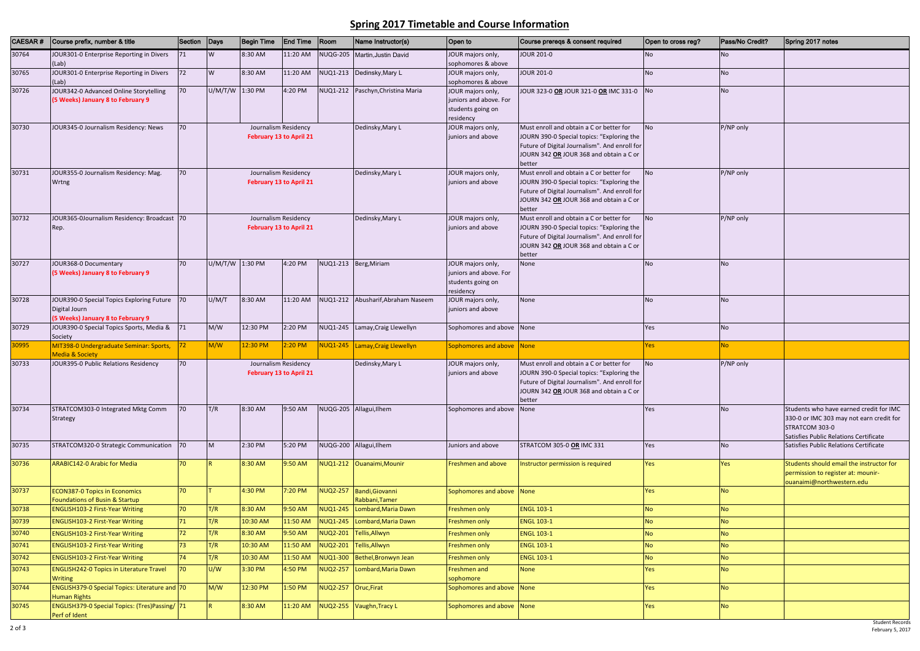## Spring 2017 Timetable and Course Information

| CAESAR # | Course prefix, number & title | Section | Days | Begin Time | End Time | Room | Name Instructor(s) | Open to | Course prereqs & consent required | Open to cross reg? | Pass/No Credit? | Spring 2017 notes |
|---|---|---|---|---|---|---|---|---|---|---|---|---|
| 30764 | JOUR301-0 Enterprise Reporting in Divers (Lab) | 71 | W | 8:30 AM | 11:20 AM | NUQG-205 | Martin,Justin David | JOUR majors only, sophomores & above | JOUR 201-0 | No | No | |
| 30765 | JOUR301-0 Enterprise Reporting in Divers (Lab) | 72 | W | 8:30 AM | 11:20 AM | NUQ1-213 | Dedinsky,Mary L | JOUR majors only, sophomores & above | JOUR 201-0 | No | No | |
| 30726 | JOUR342-0 Advanced Online Storytelling **(5 Weeks) January 8 to February 9** | 70 | U/M/T/W | 1:30 PM | 4:20 PM | NUQ1-212 | Paschyn,Christina Maria | JOUR majors only, juniors and above. For students going on residency | JOUR 323-0 **OR** JOUR 321-0 **OR** IMC 331-0 | No | No | |
| 30730 | JOUR345-0 Journalism Residency: News | 70 | Journalism Residency **February 13 to April 21** | | | | Dedinsky,Mary L | JOUR majors only, juniors and above | Must enroll and obtain a C or better for JOURN 390-0 Special topics: "Exploring the Future of Digital Journalism". And enroll for JOURN 342 **OR** JOUR 368 and obtain a C or better | No | P/NP only | |
| 30731 | JOUR355-0 Journalism Residency: Mag. Wrtng | 70 | Journalism Residency **February 13 to April 21** | | | | Dedinsky,Mary L | JOUR majors only, juniors and above | Must enroll and obtain a C or better for JOURN 390-0 Special topics: "Exploring the Future of Digital Journalism". And enroll for JOURN 342 **OR** JOUR 368 and obtain a C or better | No | P/NP only | |
| 30732 | JOUR365-0Journalism Residency: Broadcast Rep. | 70 | Journalism Residency **February 13 to April 21** | | | | Dedinsky,Mary L | JOUR majors only, juniors and above | Must enroll and obtain a C or better for JOURN 390-0 Special topics: "Exploring the Future of Digital Journalism". And enroll for JOURN 342 **OR** JOUR 368 and obtain a C or better | No | P/NP only | |
| 30727 | JOUR368-0 Documentary **(5 Weeks) January 8 to February 9** | 70 | U/M/T/W | 1:30 PM | 4:20 PM | NUQ1-213 | Berg,Miriam | JOUR majors only, juniors and above. For students going on residency | None | No | No | |
| 30728 | JOUR390-0 Special Topics Exploring Future Digital Journ **(5 Weeks) January 8 to February 9** | 70 | U/M/T | 8:30 AM | 11:20 AM | NUQ1-212 | Abusharif,Abraham Naseem | JOUR majors only, juniors and above | None | No | No | |
| 30729 | JOUR390-0 Special Topics Sports, Media & Society | 71 | M/W | 12:30 PM | 2:20 PM | NUQ1-245 | Lamay,Craig Llewellyn | Sophomores and above | None | Yes | No | |
| 30995 | MIT398-0 Undergraduate Seminar: Sports, Media & Society | 72 | M/W | 12:30 PM | 2:20 PM | NUQ1-245 | Lamay,Craig Llewellyn | Sophomores and above | None | Yes | No | |
| 30733 | JOUR395-0 Public Relations Residency | 70 | Journalism Residency **February 13 to April 21** | | | | Dedinsky,Mary L | JOUR majors only, juniors and above | Must enroll and obtain a C or better for JOURN 390-0 Special topics: "Exploring the Future of Digital Journalism". And enroll for JOURN 342 **OR** JOUR 368 and obtain a C or better | No | P/NP only | |
| 30734 | STRATCOM303-0 Integrated Mktg Comm Strategy | 70 | T/R | 8:30 AM | 9:50 AM | NUQG-205 | Allagui,Ilhem | Sophomores and above | None | Yes | No | Students who have earned credit for IMC 330-0 or IMC 303 may not earn credit for STRATCOM 303-0 Satisfies Public Relations Certificate |
| 30735 | STRATCOM320-0 Strategic Communication | 70 | M | 2:30 PM | 5:20 PM | NUQG-200 | Allagui,Ilhem | Juniors and above | STRATCOM 305-0 **OR** IMC 331 | Yes | No | Satisfies Public Relations Certificate |
| 30736 | ARABIC142-0 Arabic for Media | 70 | R | 8:30 AM | 9:50 AM | NUQ1-212 | Ouanaimi,Mounir | Freshmen and above | Instructor permission is required | Yes | Yes | Students should email the instructor for permission to register at: mounir-ouanaimi@northwestern.edu |
| 30737 | ECON387-0 Topics in Economics Foundations of Busin & Startup | 70 | T | 4:30 PM | 7:20 PM | NUQ2-257 | Bandi,Giovanni Rabbani,Tamer | Sophomores and above | None | Yes | No | |
| 30738 | ENGLISH103-2 First-Year Writing | 70 | T/R | 8:30 AM | 9:50 AM | NUQ1-245 | Lombard,Maria Dawn | Freshmen only | ENGL 103-1 | No | No | |
| 30739 | ENGLISH103-2 First-Year Writing | 71 | T/R | 10:30 AM | 11:50 AM | NUQ1-245 | Lombard,Maria Dawn | Freshmen only | ENGL 103-1 | No | No | |
| 30740 | ENGLISH103-2 First-Year Writing | 72 | T/R | 8:30 AM | 9:50 AM | NUQ2-201 | Tellis,Allwyn | Freshmen only | ENGL 103-1 | No | No | |
| 30741 | ENGLISH103-2 First-Year Writing | 73 | T/R | 10:30 AM | 11:50 AM | NUQ2-201 | Tellis,Allwyn | Freshmen only | ENGL 103-1 | No | No | |
| 30742 | ENGLISH103-2 First-Year Writing | 74 | T/R | 10:30 AM | 11:50 AM | NUQ1-300 | Bethel,Bronwyn Jean | Freshmen only | ENGL 103-1 | No | No | |
| 30743 | ENGLISH242-0 Topics in Literature Travel Writing | 70 | U/W | 3:30 PM | 4:50 PM | NUQ2-257 | Lombard,Maria Dawn | Freshmen and sophomore | None | Yes | No | |
| 30744 | ENGLISH379-0 Special Topics: Literature and Human Rights | 70 | M/W | 12:30 PM | 1:50 PM | NUQ2-257 | Oruc,Firat | Sophomores and above | None | Yes | No | |
| 30745 | ENGLISH379-0 Special Topics: (Tres)Passing/ Perf of Ident | 71 | R | 8:30 AM | 11:20 AM | NUQ2-255 | Vaughn,Tracy L | Sophomores and above | None | Yes | No | |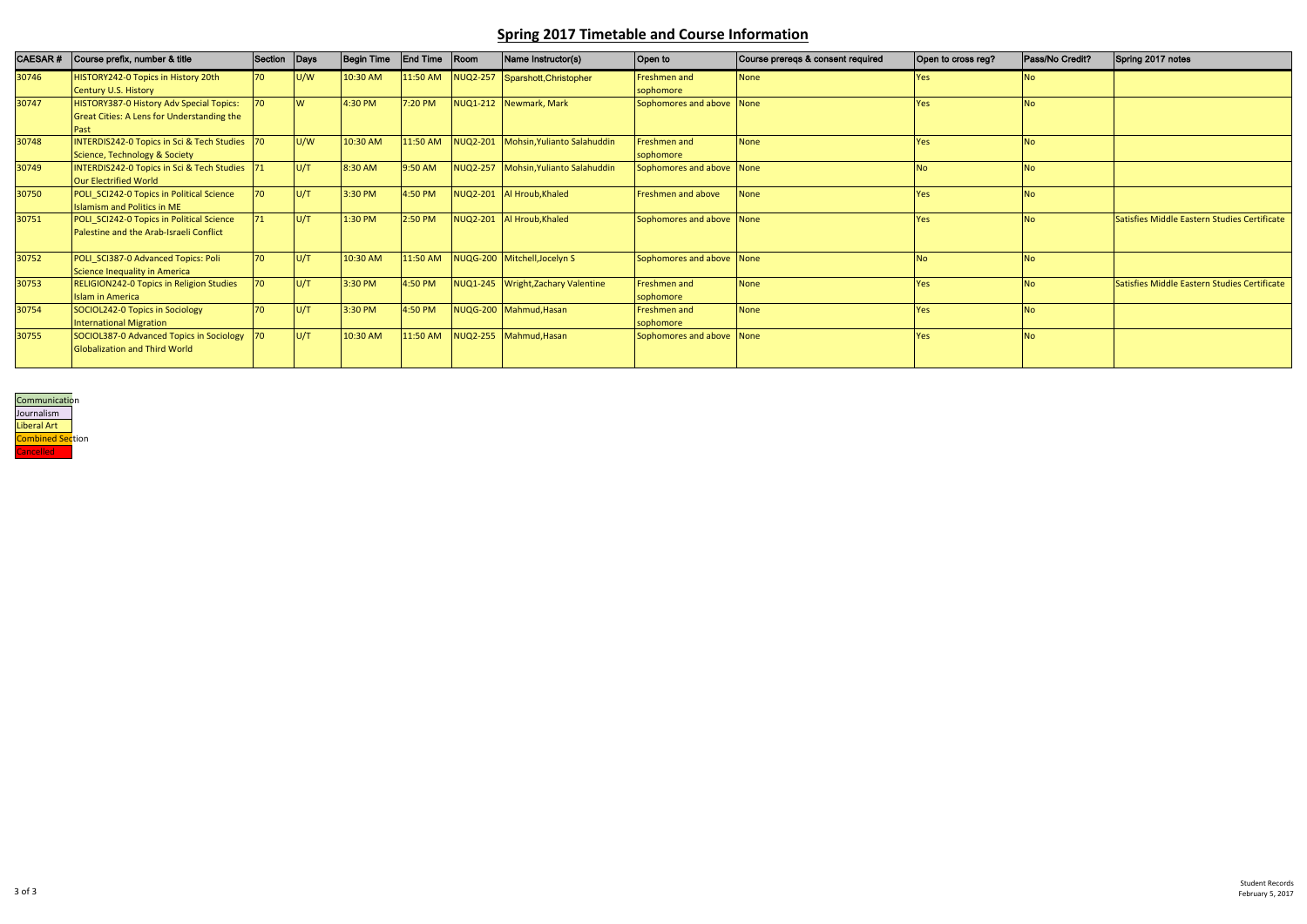# Spring 2017 Timetable and Course Information

| CAESAR # | Course prefix, number & title | Section | Days | Begin Time | End Time | Room | Name Instructor(s) | Open to | Course prereqs & consent required | Open to cross reg? | Pass/No Credit? | Spring 2017 notes |
|---|---|---|---|---|---|---|---|---|---|---|---|---|
| 30746 | HISTORY242-0 Topics in History 20th Century U.S. History | 70 | U/W | 10:30 AM | 11:50 AM | NUQ2-257 | Sparshott,Christopher | Freshmen and sophomore | None | Yes | No | |
| 30747 | HISTORY387-0 History Adv Special Topics: Great Cities: A Lens for Understanding the Past | 70 | W | 4:30 PM | 7:20 PM | NUQ1-212 | Newmark, Mark | Sophomores and above | None | Yes | No | |
| 30748 | INTERDIS242-0 Topics in Sci & Tech Studies Science, Technology & Society | 70 | U/W | 10:30 AM | 11:50 AM | NUQ2-201 | Mohsin,Yulianto Salahuddin | Freshmen and sophomore | None | Yes | No | |
| 30749 | INTERDIS242-0 Topics in Sci & Tech Studies Our Electrified World | 71 | U/T | 8:30 AM | 9:50 AM | NUQ2-257 | Mohsin,Yulianto Salahuddin | Sophomores and above | None | No | No | |
| 30750 | POLI_SCI242-0 Topics in Political Science Islamism and Politics in ME | 70 | U/T | 3:30 PM | 4:50 PM | NUQ2-201 | Al Hroub,Khaled | Freshmen and above | None | Yes | No | |
| 30751 | POLI_SCI242-0 Topics in Political Science Palestine and the Arab-Israeli Conflict | 71 | U/T | 1:30 PM | 2:50 PM | NUQ2-201 | Al Hroub,Khaled | Sophomores and above | None | Yes | No | Satisfies Middle Eastern Studies Certificate |
| 30752 | POLI_SCI387-0 Advanced Topics: Poli Science Inequality in America | 70 | U/T | 10:30 AM | 11:50 AM | NUQG-200 | Mitchell,Jocelyn S | Sophomores and above | None | No | No | |
| 30753 | RELIGION242-0 Topics in Religion Studies Islam in America | 70 | U/T | 3:30 PM | 4:50 PM | NUQ1-245 | Wright,Zachary Valentine | Freshmen and sophomore | None | Yes | No | Satisfies Middle Eastern Studies Certificate |
| 30754 | SOCIOL242-0 Topics in Sociology International Migration | 70 | U/T | 3:30 PM | 4:50 PM | NUQG-200 | Mahmud,Hasan | Freshmen and sophomore | None | Yes | No | |
| 30755 | SOCIOL387-0 Advanced Topics in Sociology Globalization and Third World | 70 | U/T | 10:30 AM | 11:50 AM | NUQ2-255 | Mahmud,Hasan | Sophomores and above | None | Yes | No | |

Communication
Journalism
Liberal Art
Combined Section
Cancelled

Student Records
February 5, 2017